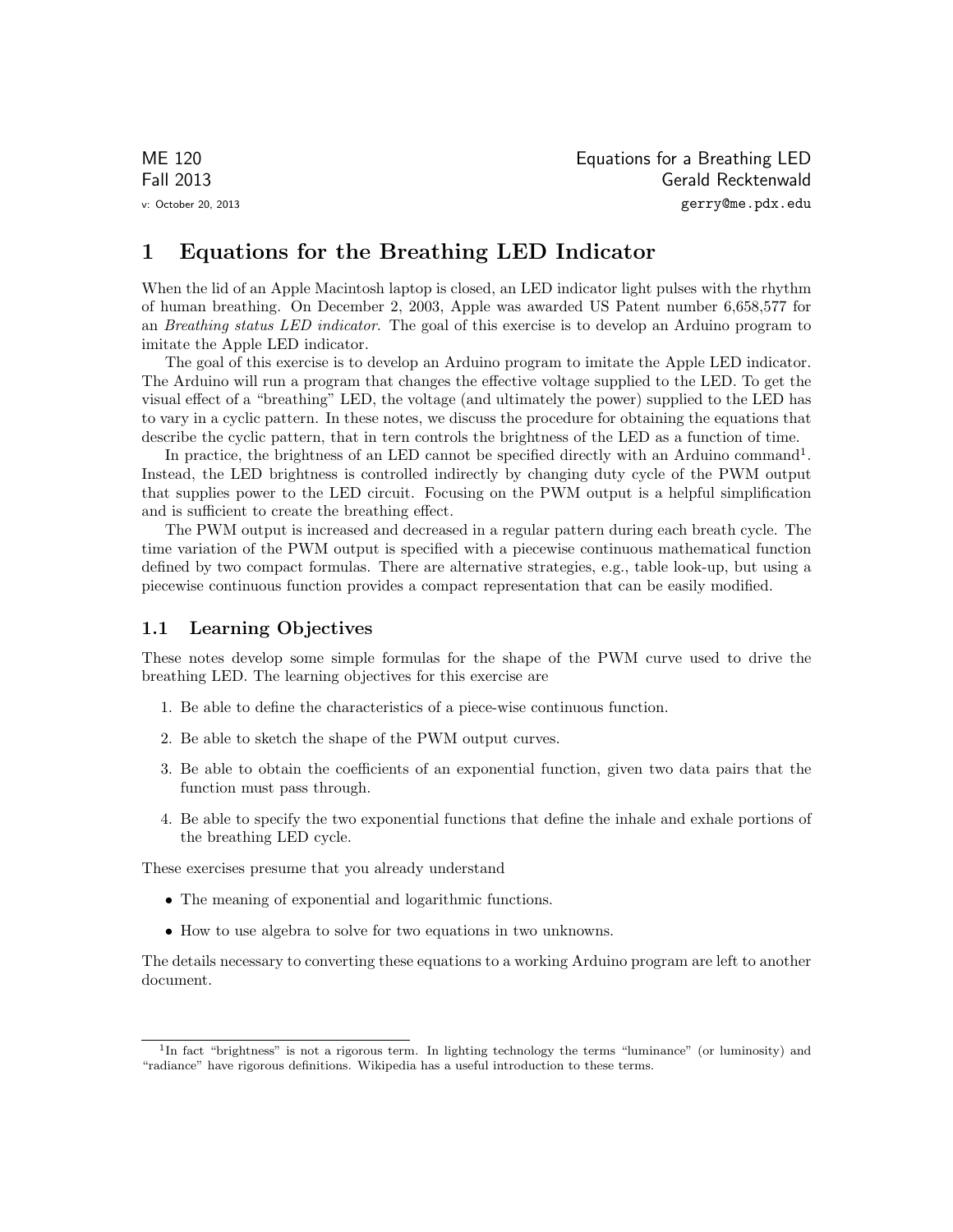ME 120
Fall 2013
v: October 20, 2013

Equations for a Breathing LED
Gerald Recktenwald
gerry@me.pdx.edu

# 1 Equations for the Breathing LED Indicator

When the lid of an Apple Macintosh laptop is closed, an LED indicator light pulses with the rhythm of human breathing. On December 2, 2003, Apple was awarded US Patent number 6,658,577 for an *Breathing status LED indicator*. The goal of this exercise is to develop an Arduino program to imitate the Apple LED indicator.

The goal of this exercise is to develop an Arduino program to imitate the Apple LED indicator. The Arduino will run a program that changes the effective voltage supplied to the LED. To get the visual effect of a "breathing" LED, the voltage (and ultimately the power) supplied to the LED has to vary in a cyclic pattern. In these notes, we discuss the procedure for obtaining the equations that describe the cyclic pattern, that in tern controls the brightness of the LED as a function of time.

In practice, the brightness of an LED cannot be specified directly with an Arduino command[1]. Instead, the LED brightness is controlled indirectly by changing duty cycle of the PWM output that supplies power to the LED circuit. Focusing on the PWM output is a helpful simplification and is sufficient to create the breathing effect.

The PWM output is increased and decreased in a regular pattern during each breath cycle. The time variation of the PWM output is specified with a piecewise continuous mathematical function defined by two compact formulas. There are alternative strategies, e.g., table look-up, but using a piecewise continuous function provides a compact representation that can be easily modified.

## 1.1 Learning Objectives

These notes develop some simple formulas for the shape of the PWM curve used to drive the breathing LED. The learning objectives for this exercise are

1. Be able to define the characteristics of a piece-wise continuous function.
2. Be able to sketch the shape of the PWM output curves.
3. Be able to obtain the coefficients of an exponential function, given two data pairs that the function must pass through.
4. Be able to specify the two exponential functions that define the inhale and exhale portions of the breathing LED cycle.

These exercises presume that you already understand

- The meaning of exponential and logarithmic functions.
- How to use algebra to solve for two equations in two unknowns.

The details necessary to converting these equations to a working Arduino program are left to another document.

[1] In fact "brightness" is not a rigorous term. In lighting technology the terms "luminance" (or luminosity) and "radiance" have rigorous definitions. Wikipedia has a useful introduction to these terms.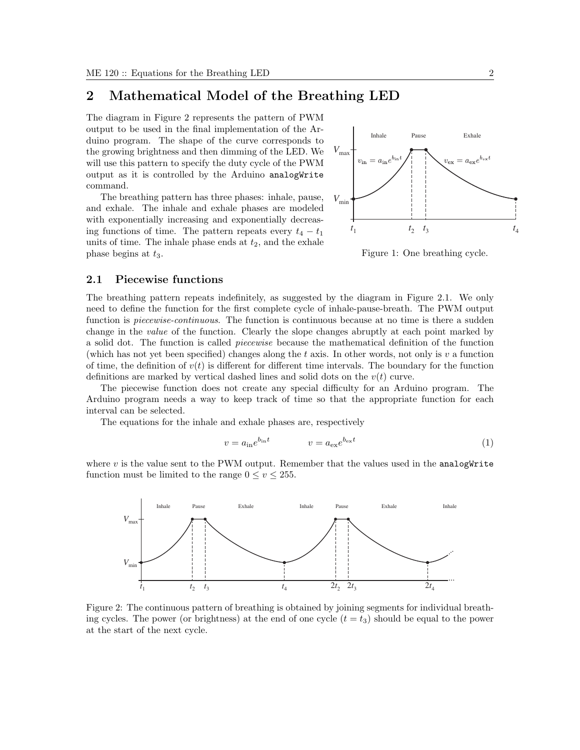## 2 Mathematical Model of the Breathing LED

The diagram in Figure 2 represents the pattern of PWM output to be used in the final implementation of the Arduino program. The shape of the curve corresponds to the growing brightness and then dimming of the LED. We will use this pattern to specify the duty cycle of the PWM output as it is controlled by the Arduino `analogWrite` command.

The breathing pattern has three phases: inhale, pause, and exhale. The inhale and exhale phases are modeled with exponentially increasing and exponentially decreasing functions of time. The pattern repeats every $t_4 - t_1$ units of time. The inhale phase ends at $t_2$, and the exhale phase begins at $t_3$.

Figure 1: One breathing cycle.

### 2.1 Piecewise functions

The breathing pattern repeats indefinitely, as suggested by the diagram in Figure 2.1. We only need to define the function for the first complete cycle of inhale-pause-breath. The PWM output function is *piecewise-continuous*. The function is continuous because at no time is there a sudden change in the *value* of the function. Clearly the slope changes abruptly at each point marked by a solid dot. The function is called *piecewise* because the mathematical definition of the function (which has not yet been specified) changes along the $t$ axis. In other words, not only is $v$ a function of time, the definition of $v(t)$ is different for different time intervals. The boundary for the function definitions are marked by vertical dashed lines and solid dots on the $v(t)$ curve.

The piecewise function does not create any special difficulty for an Arduino program. The Arduino program needs a way to keep track of time so that the appropriate function for each interval can be selected.

The equations for the inhale and exhale phases are, respectively

$$v = a_{\text{in}} e^{b_{\text{in}} t} \qquad\qquad v = a_{\text{ex}} e^{b_{\text{ex}} t} \tag{1}$$

where $v$ is the value sent to the PWM output. Remember that the values used in the `analogWrite` function must be limited to the range $0 \le v \le 255$.

Figure 2: The continuous pattern of breathing is obtained by joining segments for individual breathing cycles. The power (or brightness) at the end of one cycle ($t = t_3$) should be equal to the power at the start of the next cycle.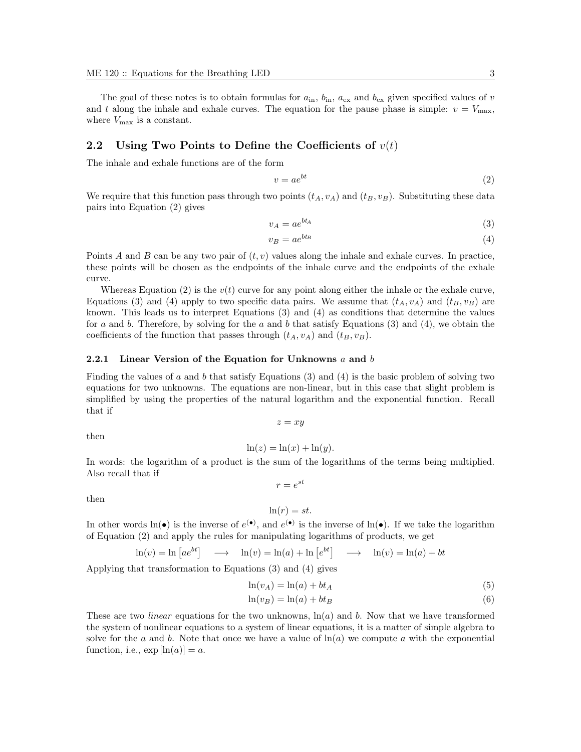The goal of these notes is to obtain formulas for $a_{\text{in}}$, $b_{\text{in}}$, $a_{\text{ex}}$ and $b_{\text{ex}}$ given specified values of $v$ and $t$ along the inhale and exhale curves. The equation for the pause phase is simple: $v = V_{\max}$, where $V_{\max}$ is a constant.

## 2.2 Using Two Points to Define the Coefficients of $v(t)$

The inhale and exhale functions are of the form

$$v = ae^{bt} \tag{2}$$

We require that this function pass through two points $(t_A, v_A)$ and $(t_B, v_B)$. Substituting these data pairs into Equation (2) gives

$$v_A = ae^{bt_A} \tag{3}$$

$$v_B = ae^{bt_B} \tag{4}$$

Points $A$ and $B$ can be any two pair of $(t, v)$ values along the inhale and exhale curves. In practice, these points will be chosen as the endpoints of the inhale curve and the endpoints of the exhale curve.

Whereas Equation (2) is the $v(t)$ curve for any point along either the inhale or the exhale curve, Equations (3) and (4) apply to two specific data pairs. We assume that $(t_A, v_A)$ and $(t_B, v_B)$ are known. This leads us to interpret Equations (3) and (4) as conditions that determine the values for $a$ and $b$. Therefore, by solving for the $a$ and $b$ that satisfy Equations (3) and (4), we obtain the coefficients of the function that passes through $(t_A, v_A)$ and $(t_B, v_B)$.

### 2.2.1 Linear Version of the Equation for Unknowns $a$ and $b$

Finding the values of $a$ and $b$ that satisfy Equations (3) and (4) is the basic problem of solving two equations for two unknowns. The equations are non-linear, but in this case that slight problem is simplified by using the properties of the natural logarithm and the exponential function. Recall that if

$$z = xy$$

then

$$\ln(z) = \ln(x) + \ln(y).$$

In words: the logarithm of a product is the sum of the logarithms of the terms being multiplied. Also recall that if

$$r = e^{st}$$

then

$$\ln(r) = st.$$

In other words $\ln(\bullet)$ is the inverse of $e^{(\bullet)}$, and $e^{(\bullet)}$ is the inverse of $\ln(\bullet)$. If we take the logarithm of Equation (2) and apply the rules for manipulating logarithms of products, we get

$$\ln(v) = \ln\left[ae^{bt}\right] \quad \longrightarrow \quad \ln(v) = \ln(a) + \ln\left[e^{bt}\right] \quad \longrightarrow \quad \ln(v) = \ln(a) + bt$$

Applying that transformation to Equations (3) and (4) gives

$$\ln(v_A) = \ln(a) + bt_A \tag{5}$$

$$\ln(v_B) = \ln(a) + bt_B \tag{6}$$

These are two *linear* equations for the two unknowns, $\ln(a)$ and $b$. Now that we have transformed the system of nonlinear equations to a system of linear equations, it is a matter of simple algebra to solve for the $a$ and $b$. Note that once we have a value of $\ln(a)$ we compute $a$ with the exponential function, i.e., $\exp\left[\ln(a)\right] = a$.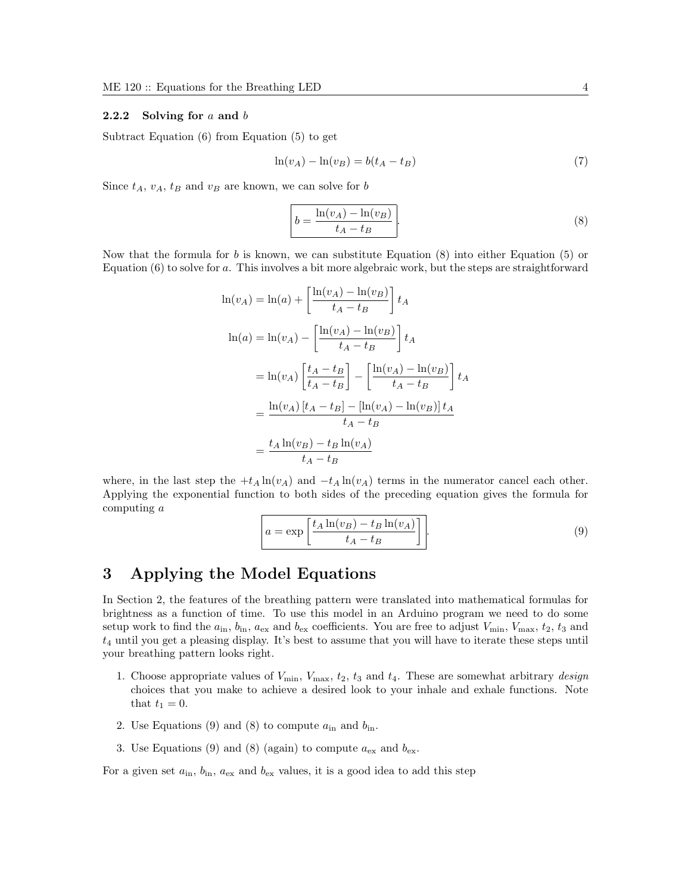### 2.2.2 Solving for $a$ and $b$

Subtract Equation (6) from Equation (5) to get

$$\ln(v_A) - \ln(v_B) = b(t_A - t_B) \tag{7}$$

Since $t_A$, $v_A$, $t_B$ and $v_B$ are known, we can solve for $b$

$$\boxed{b = \frac{\ln(v_A) - \ln(v_B)}{t_A - t_B}}. \tag{8}$$

Now that the formula for $b$ is known, we can substitute Equation (8) into either Equation (5) or Equation (6) to solve for $a$. This involves a bit more algebraic work, but the steps are straightforward

$$\ln(v_A) = \ln(a) + \left[\frac{\ln(v_A) - \ln(v_B)}{t_A - t_B}\right] t_A$$

$$\begin{aligned}
\ln(a) &= \ln(v_A) - \left[\frac{\ln(v_A) - \ln(v_B)}{t_A - t_B}\right] t_A \\
&= \ln(v_A)\left[\frac{t_A - t_B}{t_A - t_B}\right] - \left[\frac{\ln(v_A) - \ln(v_B)}{t_A - t_B}\right] t_A \\
&= \frac{\ln(v_A)\left[t_A - t_B\right] - \left[\ln(v_A) - \ln(v_B)\right] t_A}{t_A - t_B} \\
&= \frac{t_A \ln(v_B) - t_B \ln(v_A)}{t_A - t_B}
\end{aligned}$$

where, in the last step the $+t_A \ln(v_A)$ and $-t_A \ln(v_A)$ terms in the numerator cancel each other. Applying the exponential function to both sides of the preceding equation gives the formula for computing $a$

$$\boxed{a = \exp\left[\frac{t_A \ln(v_B) - t_B \ln(v_A)}{t_A - t_B}\right]}. \tag{9}$$

## 3 Applying the Model Equations

In Section 2, the features of the breathing pattern were translated into mathematical formulas for brightness as a function of time. To use this model in an Arduino program we need to do some setup work to find the $a_{\text{in}}$, $b_{\text{in}}$, $a_{\text{ex}}$ and $b_{\text{ex}}$ coefficients. You are free to adjust $V_{\min}$, $V_{\max}$, $t_2$, $t_3$ and $t_4$ until you get a pleasing display. It's best to assume that you will have to iterate these steps until your breathing pattern looks right.

1. Choose appropriate values of $V_{\min}$, $V_{\max}$, $t_2$, $t_3$ and $t_4$. These are somewhat arbitrary *design* choices that you make to achieve a desired look to your inhale and exhale functions. Note that $t_1 = 0$.
2. Use Equations (9) and (8) to compute $a_{\text{in}}$ and $b_{\text{in}}$.
3. Use Equations (9) and (8) (again) to compute $a_{\text{ex}}$ and $b_{\text{ex}}$.

For a given set $a_{\text{in}}$, $b_{\text{in}}$, $a_{\text{ex}}$ and $b_{\text{ex}}$ values, it is a good idea to add this step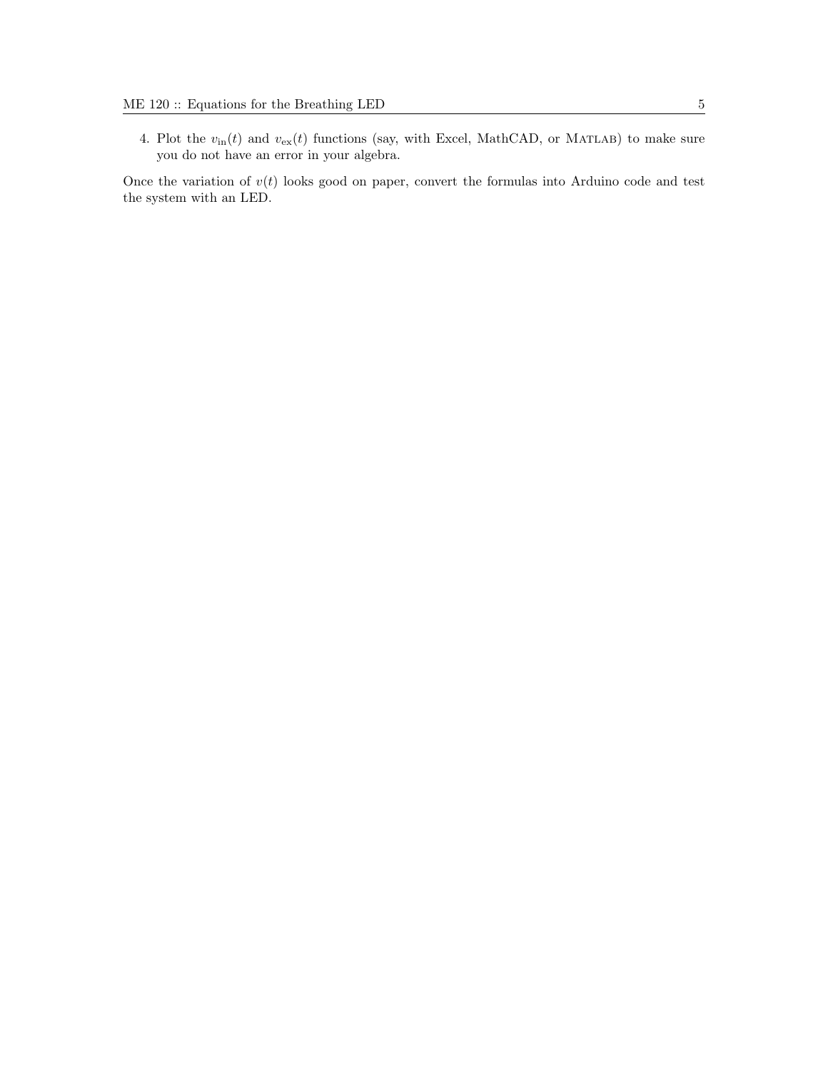4. Plot the $v_{\text{in}}(t)$ and $v_{\text{ex}}(t)$ functions (say, with Excel, MathCAD, or MATLAB) to make sure you do not have an error in your algebra.

Once the variation of $v(t)$ looks good on paper, convert the formulas into Arduino code and test the system with an LED.